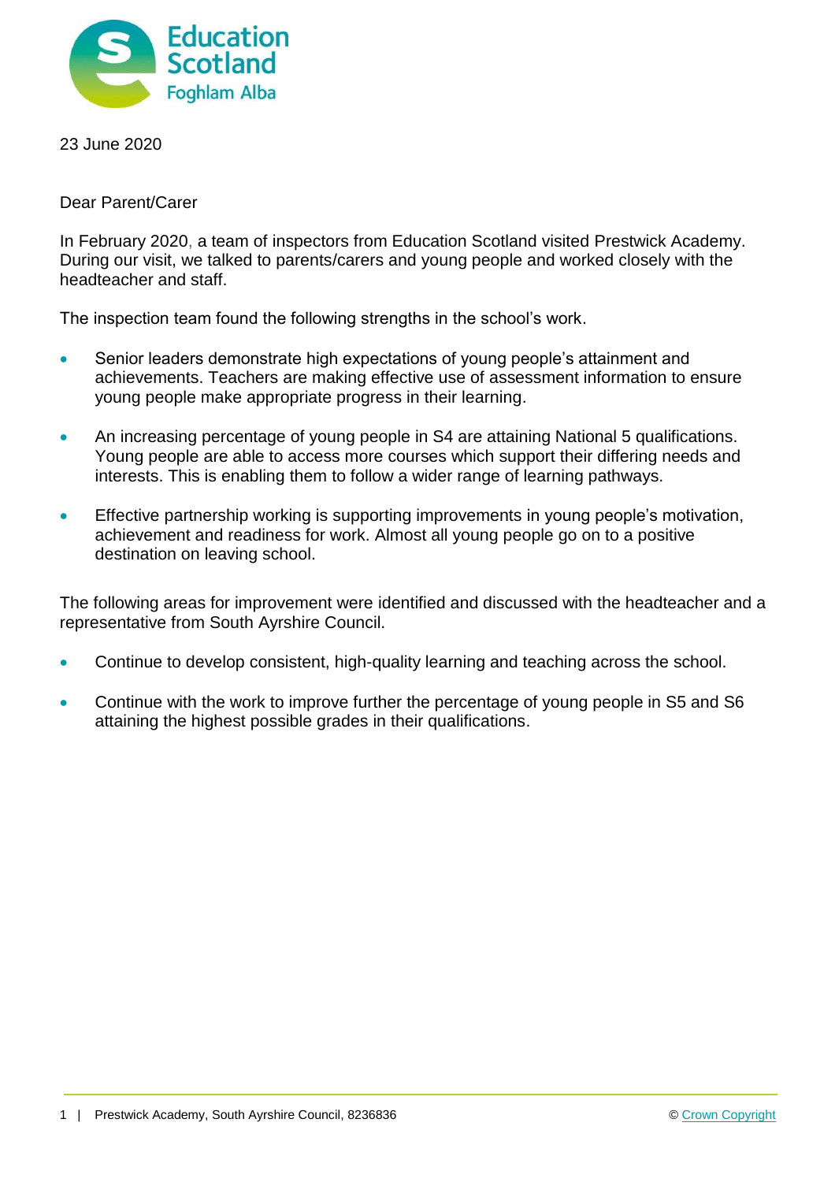23 June 2020

Dear Parent/Carer

In February 2020, a team of inspectors from Education Scotland visited Prestwick Academy. During our visit, we talked to parents/carers and young people and worked closely with the headteacher and staff.

The inspection team found the following strengths in the school's work.

- Senior leaders demonstrate high expectations of young people's attainment and achievements. Teachers are making effective use of assessment information to ensure young people make appropriate progress in their learning.
- An increasing percentage of young people in S4 are attaining National 5 qualifications. Young people are able to access more courses which support their differing needs and interests. This is enabling them to follow a wider range of learning pathways.
- Effective partnership working is supporting improvements in young people's motivation, achievement and readiness for work. Almost all young people go on to a positive destination on leaving school.

The following areas for improvement were identified and discussed with the headteacher and a representative from South Ayrshire Council.

- Continue to develop consistent, high-quality learning and teaching across the school.
- Continue with the work to improve further the percentage of young people in S5 and S6 attaining the highest possible grades in their qualifications.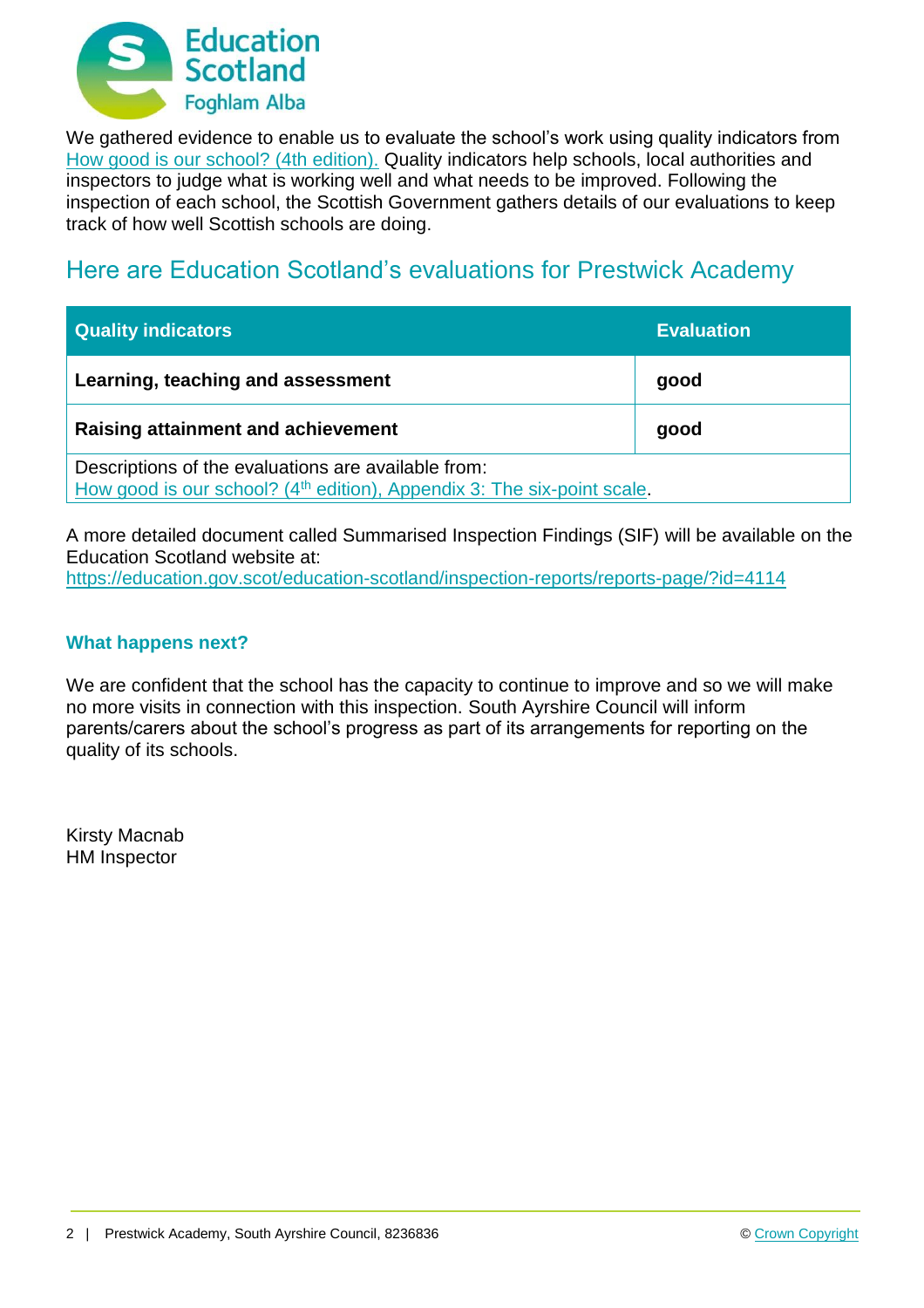We gathered evidence to enable us to evaluate the school's work using quality indicators from How good is our school? (4th edition). Quality indicators help schools, local authorities and inspectors to judge what is working well and what needs to be improved. Following the inspection of each school, the Scottish Government gathers details of our evaluations to keep track of how well Scottish schools are doing.

## Here are Education Scotland's evaluations for Prestwick Academy

| Quality indicators | Evaluation |
|---|---|
| **Learning, teaching and assessment** | **good** |
| **Raising attainment and achievement** | **good** |
| Descriptions of the evaluations are available from: How good is our school? (4th edition), Appendix 3: The six-point scale. | |

A more detailed document called Summarised Inspection Findings (SIF) will be available on the Education Scotland website at: https://education.gov.scot/education-scotland/inspection-reports/reports-page/?id=4114

### What happens next?

We are confident that the school has the capacity to continue to improve and so we will make no more visits in connection with this inspection. South Ayrshire Council will inform parents/carers about the school's progress as part of its arrangements for reporting on the quality of its schools.

Kirsty Macnab
HM Inspector